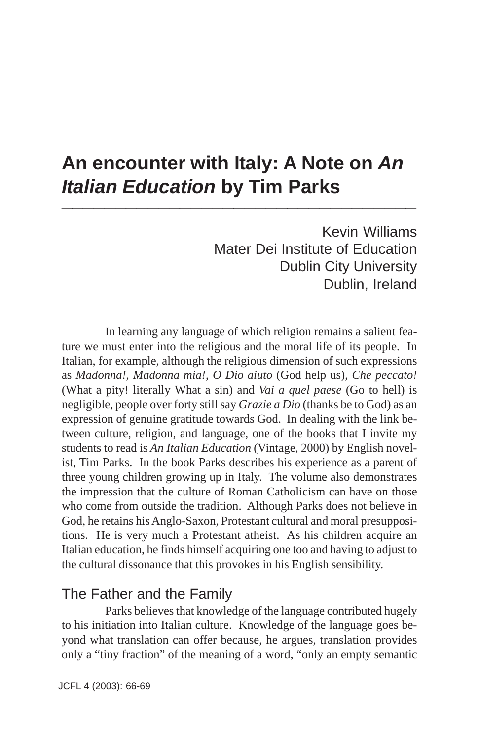# An encounter with Italy: A Note on *An Italian Education* by Tim Parks

Kevin Williams
Mater Dei Institute of Education
Dublin City University
Dublin, Ireland

In learning any language of which religion remains a salient feature we must enter into the religious and the moral life of its people. In Italian, for example, although the religious dimension of such expressions as *Madonna!, Madonna mia!, O Dio aiuto* (God help us), *Che peccato!* (What a pity! literally What a sin) and *Vai a quel paese* (Go to hell) is negligible, people over forty still say *Grazie a Dio* (thanks be to God) as an expression of genuine gratitude towards God. In dealing with the link between culture, religion, and language, one of the books that I invite my students to read is *An Italian Education* (Vintage, 2000) by English novelist, Tim Parks. In the book Parks describes his experience as a parent of three young children growing up in Italy. The volume also demonstrates the impression that the culture of Roman Catholicism can have on those who come from outside the tradition. Although Parks does not believe in God, he retains his Anglo-Saxon, Protestant cultural and moral presuppositions. He is very much a Protestant atheist. As his children acquire an Italian education, he finds himself acquiring one too and having to adjust to the cultural dissonance that this provokes in his English sensibility.

## The Father and the Family

Parks believes that knowledge of the language contributed hugely to his initiation into Italian culture. Knowledge of the language goes beyond what translation can offer because, he argues, translation provides only a "tiny fraction" of the meaning of a word, "only an empty semantic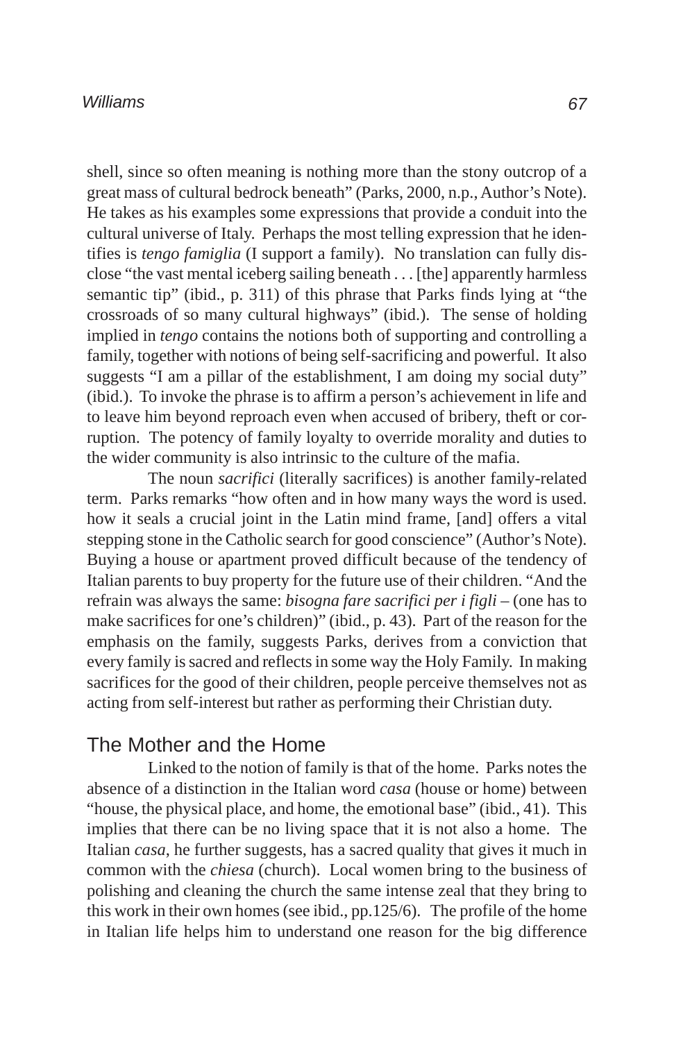shell, since so often meaning is nothing more than the stony outcrop of a great mass of cultural bedrock beneath" (Parks, 2000, n.p., Author's Note). He takes as his examples some expressions that provide a conduit into the cultural universe of Italy. Perhaps the most telling expression that he identifies is *tengo famiglia* (I support a family). No translation can fully disclose "the vast mental iceberg sailing beneath . . . [the] apparently harmless semantic tip" (ibid., p. 311) of this phrase that Parks finds lying at "the crossroads of so many cultural highways" (ibid.). The sense of holding implied in *tengo* contains the notions both of supporting and controlling a family, together with notions of being self-sacrificing and powerful. It also suggests "I am a pillar of the establishment, I am doing my social duty" (ibid.). To invoke the phrase is to affirm a person's achievement in life and to leave him beyond reproach even when accused of bribery, theft or corruption. The potency of family loyalty to override morality and duties to the wider community is also intrinsic to the culture of the mafia.

The noun *sacrifici* (literally sacrifices) is another family-related term. Parks remarks "how often and in how many ways the word is used. how it seals a crucial joint in the Latin mind frame, [and] offers a vital stepping stone in the Catholic search for good conscience" (Author's Note). Buying a house or apartment proved difficult because of the tendency of Italian parents to buy property for the future use of their children. "And the refrain was always the same: *bisogna fare sacrifici per i figli* – (one has to make sacrifices for one's children)" (ibid., p. 43). Part of the reason for the emphasis on the family, suggests Parks, derives from a conviction that every family is sacred and reflects in some way the Holy Family. In making sacrifices for the good of their children, people perceive themselves not as acting from self-interest but rather as performing their Christian duty.

## The Mother and the Home

Linked to the notion of family is that of the home. Parks notes the absence of a distinction in the Italian word *casa* (house or home) between "house, the physical place, and home, the emotional base" (ibid., 41). This implies that there can be no living space that it is not also a home. The Italian *casa*, he further suggests, has a sacred quality that gives it much in common with the *chiesa* (church). Local women bring to the business of polishing and cleaning the church the same intense zeal that they bring to this work in their own homes (see ibid., pp.125/6). The profile of the home in Italian life helps him to understand one reason for the big difference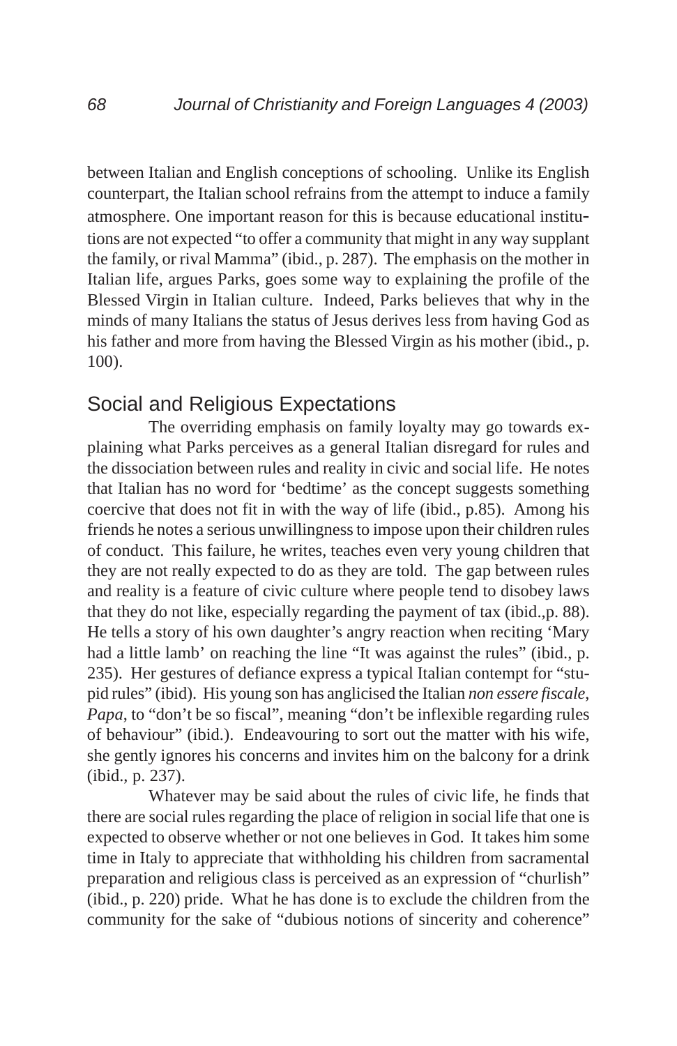between Italian and English conceptions of schooling. Unlike its English counterpart, the Italian school refrains from the attempt to induce a family atmosphere. One important reason for this is because educational institutions are not expected "to offer a community that might in any way supplant the family, or rival Mamma" (ibid., p. 287). The emphasis on the mother in Italian life, argues Parks, goes some way to explaining the profile of the Blessed Virgin in Italian culture. Indeed, Parks believes that why in the minds of many Italians the status of Jesus derives less from having God as his father and more from having the Blessed Virgin as his mother (ibid., p. 100).

## Social and Religious Expectations

The overriding emphasis on family loyalty may go towards explaining what Parks perceives as a general Italian disregard for rules and the dissociation between rules and reality in civic and social life. He notes that Italian has no word for 'bedtime' as the concept suggests something coercive that does not fit in with the way of life (ibid., p.85). Among his friends he notes a serious unwillingness to impose upon their children rules of conduct. This failure, he writes, teaches even very young children that they are not really expected to do as they are told. The gap between rules and reality is a feature of civic culture where people tend to disobey laws that they do not like, especially regarding the payment of tax (ibid.,p. 88). He tells a story of his own daughter's angry reaction when reciting 'Mary had a little lamb' on reaching the line "It was against the rules" (ibid., p. 235). Her gestures of defiance express a typical Italian contempt for "stupid rules" (ibid). His young son has anglicised the Italian *non essere fiscale, Papa*, to "don't be so fiscal", meaning "don't be inflexible regarding rules of behaviour" (ibid.). Endeavouring to sort out the matter with his wife, she gently ignores his concerns and invites him on the balcony for a drink (ibid., p. 237).

Whatever may be said about the rules of civic life, he finds that there are social rules regarding the place of religion in social life that one is expected to observe whether or not one believes in God. It takes him some time in Italy to appreciate that withholding his children from sacramental preparation and religious class is perceived as an expression of "churlish" (ibid., p. 220) pride. What he has done is to exclude the children from the community for the sake of "dubious notions of sincerity and coherence"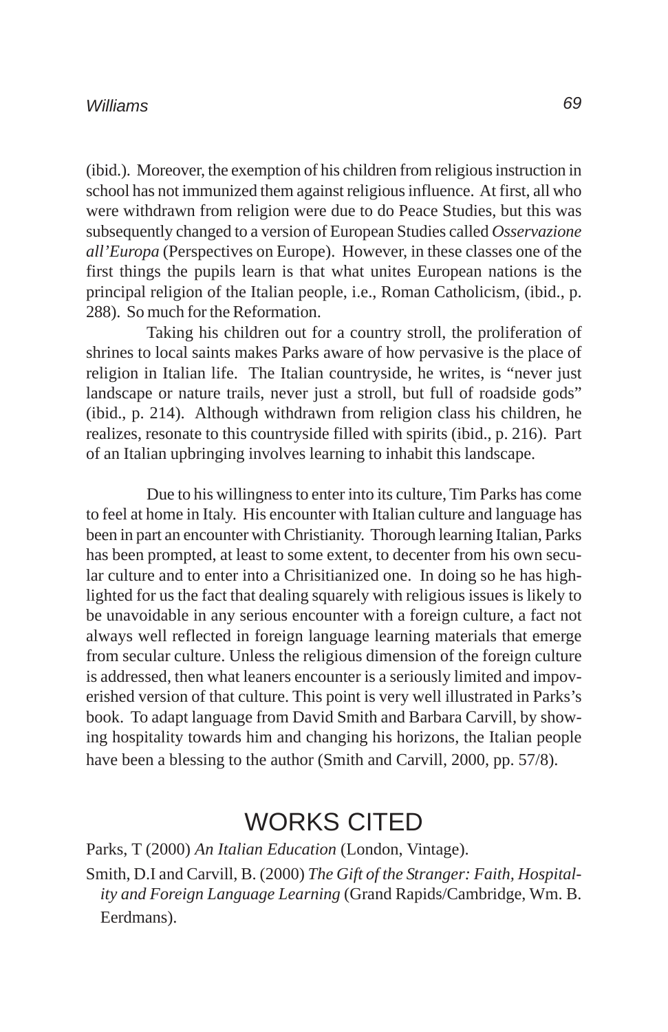(ibid.). Moreover, the exemption of his children from religious instruction in school has not immunized them against religious influence. At first, all who were withdrawn from religion were due to do Peace Studies, but this was subsequently changed to a version of European Studies called *Osservazione all'Europa* (Perspectives on Europe). However, in these classes one of the first things the pupils learn is that what unites European nations is the principal religion of the Italian people, i.e., Roman Catholicism, (ibid., p. 288). So much for the Reformation.

Taking his children out for a country stroll, the proliferation of shrines to local saints makes Parks aware of how pervasive is the place of religion in Italian life. The Italian countryside, he writes, is "never just landscape or nature trails, never just a stroll, but full of roadside gods" (ibid., p. 214). Although withdrawn from religion class his children, he realizes, resonate to this countryside filled with spirits (ibid., p. 216). Part of an Italian upbringing involves learning to inhabit this landscape.

Due to his willingness to enter into its culture, Tim Parks has come to feel at home in Italy. His encounter with Italian culture and language has been in part an encounter with Christianity. Thorough learning Italian, Parks has been prompted, at least to some extent, to decenter from his own secular culture and to enter into a Chrisitianized one. In doing so he has highlighted for us the fact that dealing squarely with religious issues is likely to be unavoidable in any serious encounter with a foreign culture, a fact not always well reflected in foreign language learning materials that emerge from secular culture. Unless the religious dimension of the foreign culture is addressed, then what leaners encounter is a seriously limited and impoverished version of that culture. This point is very well illustrated in Parks's book. To adapt language from David Smith and Barbara Carvill, by showing hospitality towards him and changing his horizons, the Italian people have been a blessing to the author (Smith and Carvill, 2000, pp. 57/8).

# WORKS CITED

Parks, T (2000) *An Italian Education* (London, Vintage).

Smith, D.I and Carvill, B. (2000) *The Gift of the Stranger: Faith, Hospitality and Foreign Language Learning* (Grand Rapids/Cambridge, Wm. B. Eerdmans).